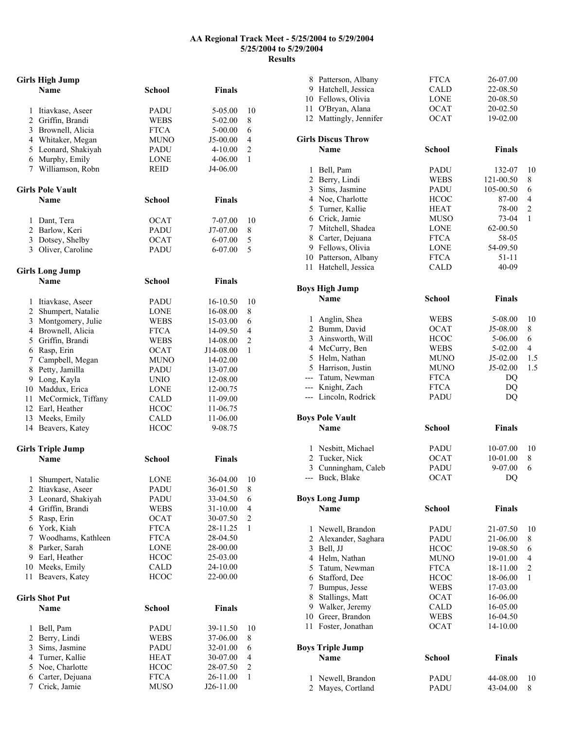# AA Regional Track Meet - 5/25/2004 to 5/29/2004
### 5/25/2004 to 5/29/2004
### Results

## Girls High Jump

| | Name | School | Finals | |
|---|---|---|---|---|
| 1 | Itiavkase, Aseer | PADU | 5-05.00 | 10 |
| 2 | Griffin, Brandi | WEBS | 5-02.00 | 8 |
| 3 | Brownell, Alicia | FTCA | 5-00.00 | 6 |
| 4 | Whitaker, Megan | MUNO | J5-00.00 | 4 |
| 5 | Leonard, Shakiyah | PADU | 4-10.00 | 2 |
| 6 | Murphy, Emily | LONE | 4-06.00 | 1 |
| 7 | Williamson, Robn | REID | J4-06.00 | |

## Girls Pole Vault

| | Name | School | Finals | |
|---|---|---|---|---|
| 1 | Dant, Tera | OCAT | 7-07.00 | 10 |
| 2 | Barlow, Keri | PADU | J7-07.00 | 8 |
| 3 | Dotsey, Shelby | OCAT | 6-07.00 | 5 |
| 3 | Oliver, Caroline | PADU | 6-07.00 | 5 |

## Girls Long Jump

| | Name | School | Finals | |
|---|---|---|---|---|
| 1 | Itiavkase, Aseer | PADU | 16-10.50 | 10 |
| 2 | Shumpert, Natalie | LONE | 16-08.00 | 8 |
| 3 | Montgomery, Julie | WEBS | 15-03.00 | 6 |
| 4 | Brownell, Alicia | FTCA | 14-09.50 | 4 |
| 5 | Griffin, Brandi | WEBS | 14-08.00 | 2 |
| 6 | Rasp, Erin | OCAT | J14-08.00 | 1 |
| 7 | Campbell, Megan | MUNO | 14-02.00 | |
| 8 | Petty, Jamilla | PADU | 13-07.00 | |
| 9 | Long, Kayla | UNIO | 12-08.00 | |
| 10 | Maddux, Erica | LONE | 12-00.75 | |
| 11 | McCormick, Tiffany | CALD | 11-09.00 | |
| 12 | Earl, Heather | HCOC | 11-06.75 | |
| 13 | Meeks, Emily | CALD | 11-06.00 | |
| 14 | Beavers, Katey | HCOC | 9-08.75 | |

## Girls Triple Jump

| | Name | School | Finals | |
|---|---|---|---|---|
| 1 | Shumpert, Natalie | LONE | 36-04.00 | 10 |
| 2 | Itiavkase, Aseer | PADU | 36-01.50 | 8 |
| 3 | Leonard, Shakiyah | PADU | 33-04.50 | 6 |
| 4 | Griffin, Brandi | WEBS | 31-10.00 | 4 |
| 5 | Rasp, Erin | OCAT | 30-07.50 | 2 |
| 6 | York, Kiah | FTCA | 28-11.25 | 1 |
| 7 | Woodhams, Kathleen | FTCA | 28-04.50 | |
| 8 | Parker, Sarah | LONE | 28-00.00 | |
| 9 | Earl, Heather | HCOC | 25-03.00 | |
| 10 | Meeks, Emily | CALD | 24-10.00 | |
| 11 | Beavers, Katey | HCOC | 22-00.00 | |

## Girls Shot Put

| | Name | School | Finals | |
|---|---|---|---|---|
| 1 | Bell, Pam | PADU | 39-11.50 | 10 |
| 2 | Berry, Lindi | WEBS | 37-06.00 | 8 |
| 3 | Sims, Jasmine | PADU | 32-01.00 | 6 |
| 4 | Turner, Kallie | HEAT | 30-07.00 | 4 |
| 5 | Noe, Charlotte | HCOC | 28-07.50 | 2 |
| 6 | Carter, Dejuana | FTCA | 26-11.00 | 1 |
| 7 | Crick, Jamie | MUSO | J26-11.00 | |
| 8 | Patterson, Albany | FTCA | 26-07.00 | |
| 9 | Hatchell, Jessica | CALD | 22-08.50 | |
| 10 | Fellows, Olivia | LONE | 20-08.50 | |
| 11 | O'Bryan, Alana | OCAT | 20-02.50 | |
| 12 | Mattingly, Jennifer | OCAT | 19-02.00 | |

## Girls Discus Throw

| | Name | School | Finals | |
|---|---|---|---|---|
| 1 | Bell, Pam | PADU | 132-07 | 10 |
| 2 | Berry, Lindi | WEBS | 121-00.50 | 8 |
| 3 | Sims, Jasmine | PADU | 105-00.50 | 6 |
| 4 | Noe, Charlotte | HCOC | 87-00 | 4 |
| 5 | Turner, Kallie | HEAT | 78-00 | 2 |
| 6 | Crick, Jamie | MUSO | 73-04 | 1 |
| 7 | Mitchell, Shadea | LONE | 62-00.50 | |
| 8 | Carter, Dejuana | FTCA | 58-05 | |
| 9 | Fellows, Olivia | LONE | 54-09.50 | |
| 10 | Patterson, Albany | FTCA | 51-11 | |
| 11 | Hatchell, Jessica | CALD | 40-09 | |

## Boys High Jump

| | Name | School | Finals | |
|---|---|---|---|---|
| 1 | Anglin, Shea | WEBS | 5-08.00 | 10 |
| 2 | Bumm, David | OCAT | J5-08.00 | 8 |
| 3 | Ainsworth, Will | HCOC | 5-06.00 | 6 |
| 4 | McCurry, Ben | WEBS | 5-02.00 | 4 |
| 5 | Helm, Nathan | MUNO | J5-02.00 | 1.5 |
| 5 | Harrison, Justin | MUNO | J5-02.00 | 1.5 |
| --- | Tatum, Newman | FTCA | DQ | |
| --- | Knight, Zach | FTCA | DQ | |
| --- | Lincoln, Rodrick | PADU | DQ | |

## Boys Pole Vault

| | Name | School | Finals | |
|---|---|---|---|---|
| 1 | Nesbitt, Michael | PADU | 10-07.00 | 10 |
| 2 | Tucker, Nick | OCAT | 10-01.00 | 8 |
| 3 | Cunningham, Caleb | PADU | 9-07.00 | 6 |
| --- | Buck, Blake | OCAT | DQ | |

## Boys Long Jump

| | Name | School | Finals | |
|---|---|---|---|---|
| 1 | Newell, Brandon | PADU | 21-07.50 | 10 |
| 2 | Alexander, Saghara | PADU | 21-06.00 | 8 |
| 3 | Bell, JJ | HCOC | 19-08.50 | 6 |
| 4 | Helm, Nathan | MUNO | 19-01.00 | 4 |
| 5 | Tatum, Newman | FTCA | 18-11.00 | 2 |
| 6 | Stafford, Dee | HCOC | 18-06.00 | 1 |
| 7 | Bumpus, Jesse | WEBS | 17-03.00 | |
| 8 | Stallings, Matt | OCAT | 16-06.00 | |
| 9 | Walker, Jeremy | CALD | 16-05.00 | |
| 10 | Greer, Brandon | WEBS | 16-04.50 | |
| 11 | Foster, Jonathan | OCAT | 14-10.00 | |

## Boys Triple Jump

| | Name | School | Finals | |
|---|---|---|---|---|
| 1 | Newell, Brandon | PADU | 44-08.00 | 10 |
| 2 | Mayes, Cortland | PADU | 43-04.00 | 8 |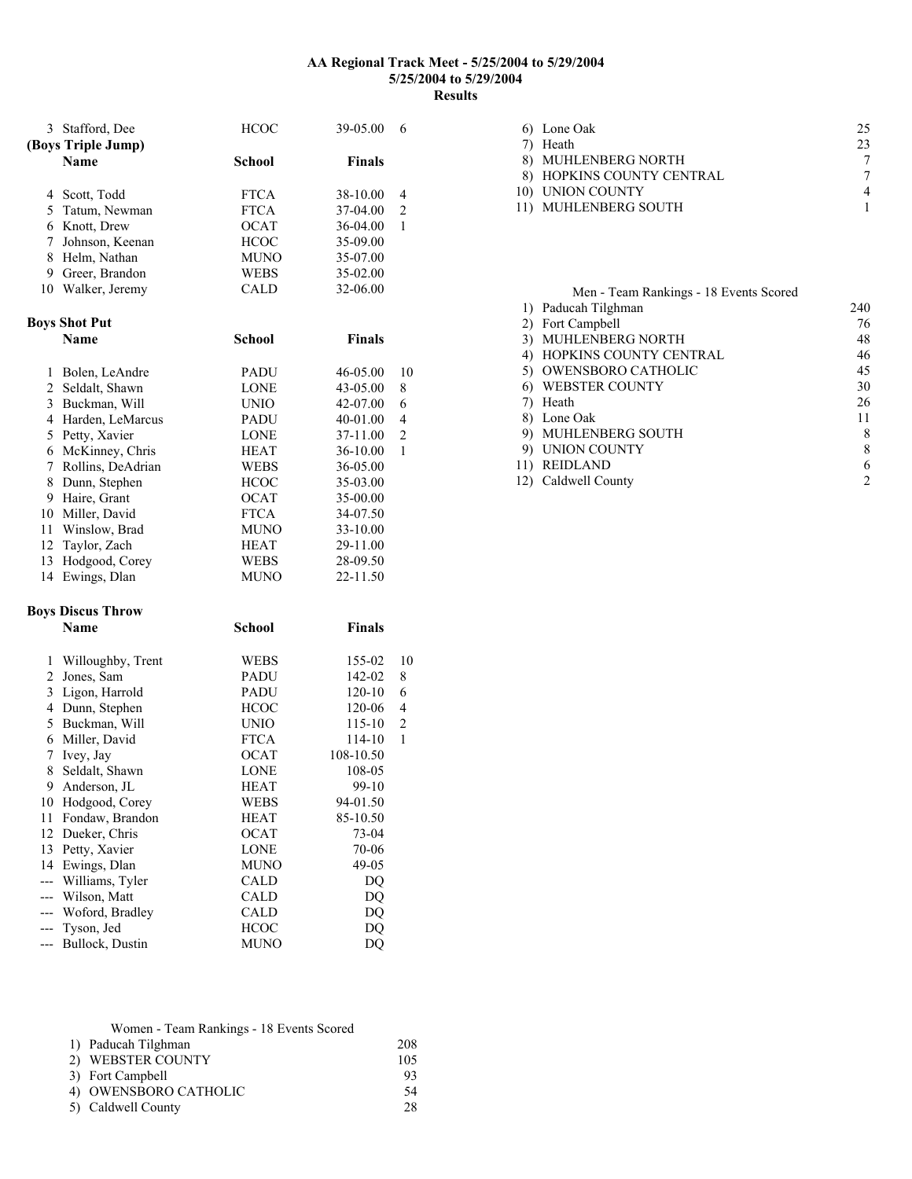**AA Regional Track Meet - 5/25/2004 to 5/29/2004**
**5/25/2004 to 5/29/2004**
**Results**

| | | | | |
|---|---|---|---|---|
| 3 | Stafford, Dee | HCOC | 39-05.00 | 6 |

**(Boys Triple Jump)**

| | Name | School | Finals | |
|---|---|---|---|---|
| 4 | Scott, Todd | FTCA | 38-10.00 | 4 |
| 5 | Tatum, Newman | FTCA | 37-04.00 | 2 |
| 6 | Knott, Drew | OCAT | 36-04.00 | 1 |
| 7 | Johnson, Keenan | HCOC | 35-09.00 | |
| 8 | Helm, Nathan | MUNO | 35-07.00 | |
| 9 | Greer, Brandon | WEBS | 35-02.00 | |
| 10 | Walker, Jeremy | CALD | 32-06.00 | |

**Boys Shot Put**

| | Name | School | Finals | |
|---|---|---|---|---|
| 1 | Bolen, LeAndre | PADU | 46-05.00 | 10 |
| 2 | Seldalt, Shawn | LONE | 43-05.00 | 8 |
| 3 | Buckman, Will | UNIO | 42-07.00 | 6 |
| 4 | Harden, LeMarcus | PADU | 40-01.00 | 4 |
| 5 | Petty, Xavier | LONE | 37-11.00 | 2 |
| 6 | McKinney, Chris | HEAT | 36-10.00 | 1 |
| 7 | Rollins, DeAdrian | WEBS | 36-05.00 | |
| 8 | Dunn, Stephen | HCOC | 35-03.00 | |
| 9 | Haire, Grant | OCAT | 35-00.00 | |
| 10 | Miller, David | FTCA | 34-07.50 | |
| 11 | Winslow, Brad | MUNO | 33-10.00 | |
| 12 | Taylor, Zach | HEAT | 29-11.00 | |
| 13 | Hodgood, Corey | WEBS | 28-09.50 | |
| 14 | Ewings, Dlan | MUNO | 22-11.50 | |

**Boys Discus Throw**

| | Name | School | Finals | |
|---|---|---|---|---|
| 1 | Willoughby, Trent | WEBS | 155-02 | 10 |
| 2 | Jones, Sam | PADU | 142-02 | 8 |
| 3 | Ligon, Harrold | PADU | 120-10 | 6 |
| 4 | Dunn, Stephen | HCOC | 120-06 | 4 |
| 5 | Buckman, Will | UNIO | 115-10 | 2 |
| 6 | Miller, David | FTCA | 114-10 | 1 |
| 7 | Ivey, Jay | OCAT | 108-10.50 | |
| 8 | Seldalt, Shawn | LONE | 108-05 | |
| 9 | Anderson, JL | HEAT | 99-10 | |
| 10 | Hodgood, Corey | WEBS | 94-01.50 | |
| 11 | Fondaw, Brandon | HEAT | 85-10.50 | |
| 12 | Dueker, Chris | OCAT | 73-04 | |
| 13 | Petty, Xavier | LONE | 70-06 | |
| 14 | Ewings, Dlan | MUNO | 49-05 | |
| --- | Williams, Tyler | CALD | DQ | |
| --- | Wilson, Matt | CALD | DQ | |
| --- | Woford, Bradley | CALD | DQ | |
| --- | Tyson, Jed | HCOC | DQ | |
| --- | Bullock, Dustin | MUNO | DQ | |

Women - Team Rankings - 18 Events Scored

| | | |
|---|---|---|
| 1) | Paducah Tilghman | 208 |
| 2) | WEBSTER COUNTY | 105 |
| 3) | Fort Campbell | 93 |
| 4) | OWENSBORO CATHOLIC | 54 |
| 5) | Caldwell County | 28 |
| 6) | Lone Oak | 25 |
| 7) | Heath | 23 |
| 8) | MUHLENBERG NORTH | 7 |
| 8) | HOPKINS COUNTY CENTRAL | 7 |
| 10) | UNION COUNTY | 4 |
| 11) | MUHLENBERG SOUTH | 1 |

Men - Team Rankings - 18 Events Scored

| | | |
|---|---|---|
| 1) | Paducah Tilghman | 240 |
| 2) | Fort Campbell | 76 |
| 3) | MUHLENBERG NORTH | 48 |
| 4) | HOPKINS COUNTY CENTRAL | 46 |
| 5) | OWENSBORO CATHOLIC | 45 |
| 6) | WEBSTER COUNTY | 30 |
| 7) | Heath | 26 |
| 8) | Lone Oak | 11 |
| 9) | MUHLENBERG SOUTH | 8 |
| 9) | UNION COUNTY | 8 |
| 11) | REIDLAND | 6 |
| 12) | Caldwell County | 2 |